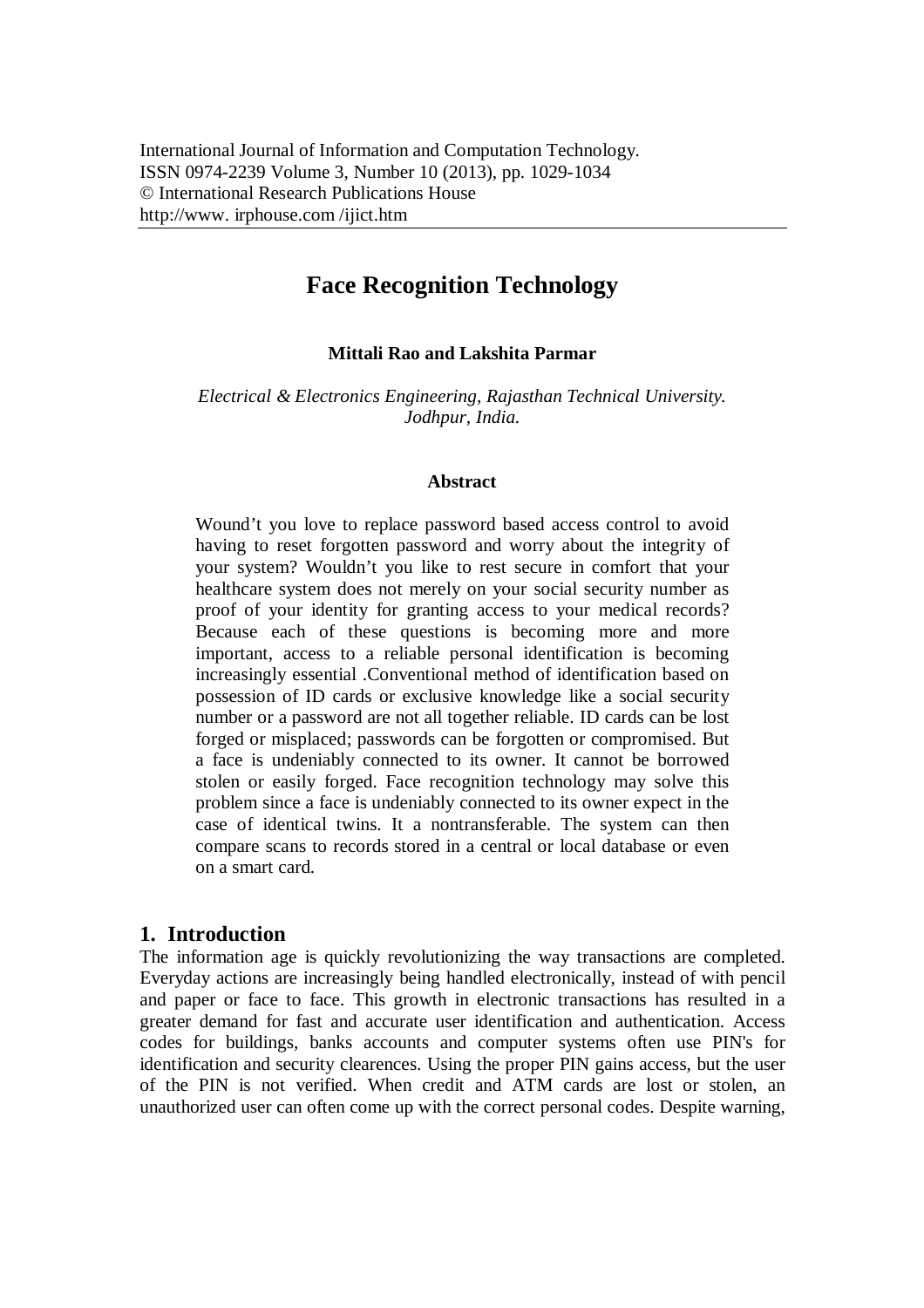International Journal of Information and Computation Technology.
ISSN 0974-2239 Volume 3, Number 10 (2013), pp. 1029-1034
© International Research Publications House
http://www. irphouse.com /ijict.htm

# Face Recognition Technology

**Mittali Rao and Lakshita Parmar**

*Electrical & Electronics Engineering, Rajasthan Technical University. Jodhpur, India.*

### Abstract

Wound't you love to replace password based access control to avoid having to reset forgotten password and worry about the integrity of your system? Wouldn't you like to rest secure in comfort that your healthcare system does not merely on your social security number as proof of your identity for granting access to your medical records? Because each of these questions is becoming more and more important, access to a reliable personal identification is becoming increasingly essential .Conventional method of identification based on possession of ID cards or exclusive knowledge like a social security number or a password are not all together reliable. ID cards can be lost forged or misplaced; passwords can be forgotten or compromised. But a face is undeniably connected to its owner. It cannot be borrowed stolen or easily forged. Face recognition technology may solve this problem since a face is undeniably connected to its owner expect in the case of identical twins. It a nontransferable. The system can then compare scans to records stored in a central or local database or even on a smart card.

## 1. Introduction

The information age is quickly revolutionizing the way transactions are completed. Everyday actions are increasingly being handled electronically, instead of with pencil and paper or face to face. This growth in electronic transactions has resulted in a greater demand for fast and accurate user identification and authentication. Access codes for buildings, banks accounts and computer systems often use PIN's for identification and security clearences. Using the proper PIN gains access, but the user of the PIN is not verified. When credit and ATM cards are lost or stolen, an unauthorized user can often come up with the correct personal codes. Despite warning,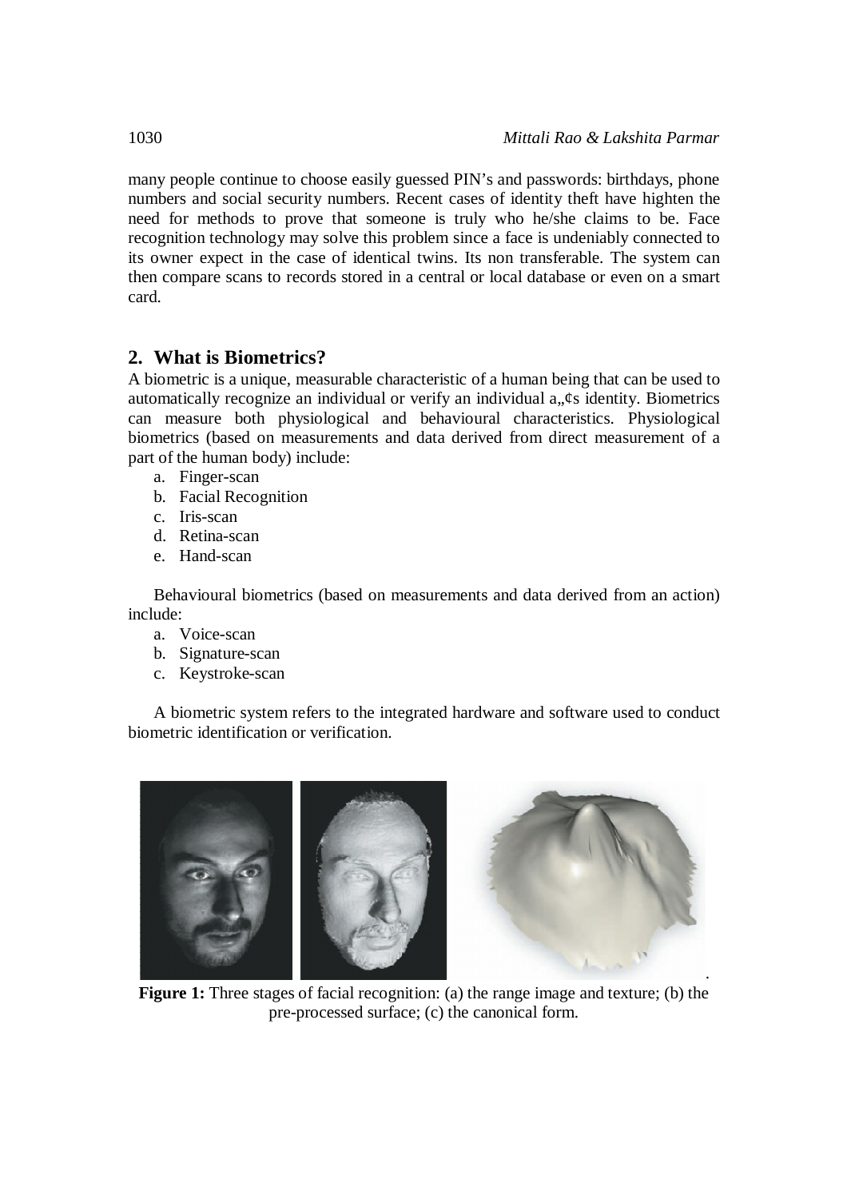many people continue to choose easily guessed PIN's and passwords: birthdays, phone numbers and social security numbers. Recent cases of identity theft have highten the need for methods to prove that someone is truly who he/she claims to be. Face recognition technology may solve this problem since a face is undeniably connected to its owner expect in the case of identical twins. Its non transferable. The system can then compare scans to records stored in a central or local database or even on a smart card.

## 2. What is Biometrics?

A biometric is a unique, measurable characteristic of a human being that can be used to automatically recognize an individual or verify an individual a„¢s identity. Biometrics can measure both physiological and behavioural characteristics. Physiological biometrics (based on measurements and data derived from direct measurement of a part of the human body) include:

a. Finger-scan
b. Facial Recognition
c. Iris-scan
d. Retina-scan
e. Hand-scan

Behavioural biometrics (based on measurements and data derived from an action) include:

a. Voice-scan
b. Signature-scan
c. Keystroke-scan

A biometric system refers to the integrated hardware and software used to conduct biometric identification or verification.

**Figure 1:** Three stages of facial recognition: (a) the range image and texture; (b) the pre-processed surface; (c) the canonical form.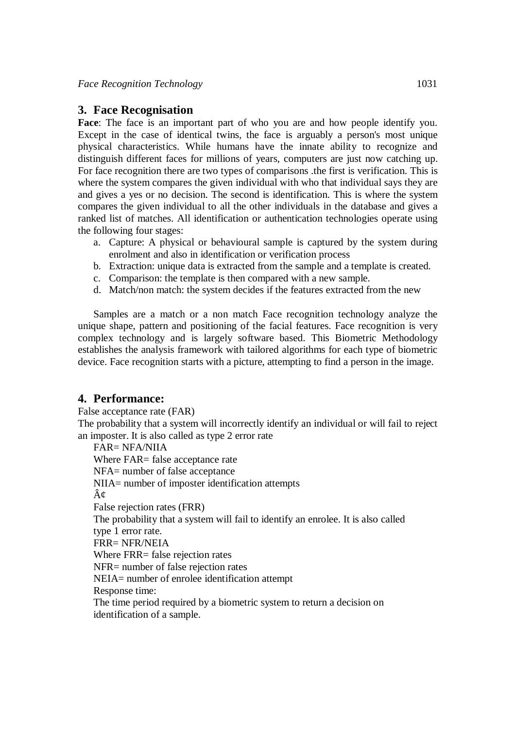## 3. Face Recognisation

**Face**: The face is an important part of who you are and how people identify you. Except in the case of identical twins, the face is arguably a person's most unique physical characteristics. While humans have the innate ability to recognize and distinguish different faces for millions of years, computers are just now catching up. For face recognition there are two types of comparisons .the first is verification. This is where the system compares the given individual with who that individual says they are and gives a yes or no decision. The second is identification. This is where the system compares the given individual to all the other individuals in the database and gives a ranked list of matches. All identification or authentication technologies operate using the following four stages:

a. Capture: A physical or behavioural sample is captured by the system during enrolment and also in identification or verification process
b. Extraction: unique data is extracted from the sample and a template is created.
c. Comparison: the template is then compared with a new sample.
d. Match/non match: the system decides if the features extracted from the new

Samples are a match or a non match Face recognition technology analyze the unique shape, pattern and positioning of the facial features. Face recognition is very complex technology and is largely software based. This Biometric Methodology establishes the analysis framework with tailored algorithms for each type of biometric device. Face recognition starts with a picture, attempting to find a person in the image.

## 4. Performance:

False acceptance rate (FAR)

The probability that a system will incorrectly identify an individual or will fail to reject an imposter. It is also called as type 2 error rate

FAR= NFA/NIIA

Where FAR= false acceptance rate

NFA= number of false acceptance

NIIA= number of imposter identification attempts

Â¢

False rejection rates (FRR)

The probability that a system will fail to identify an enrolee. It is also called type 1 error rate.

FRR= NFR/NEIA

Where FRR= false rejection rates

NFR= number of false rejection rates

NEIA= number of enrolee identification attempt

Response time:

The time period required by a biometric system to return a decision on identification of a sample.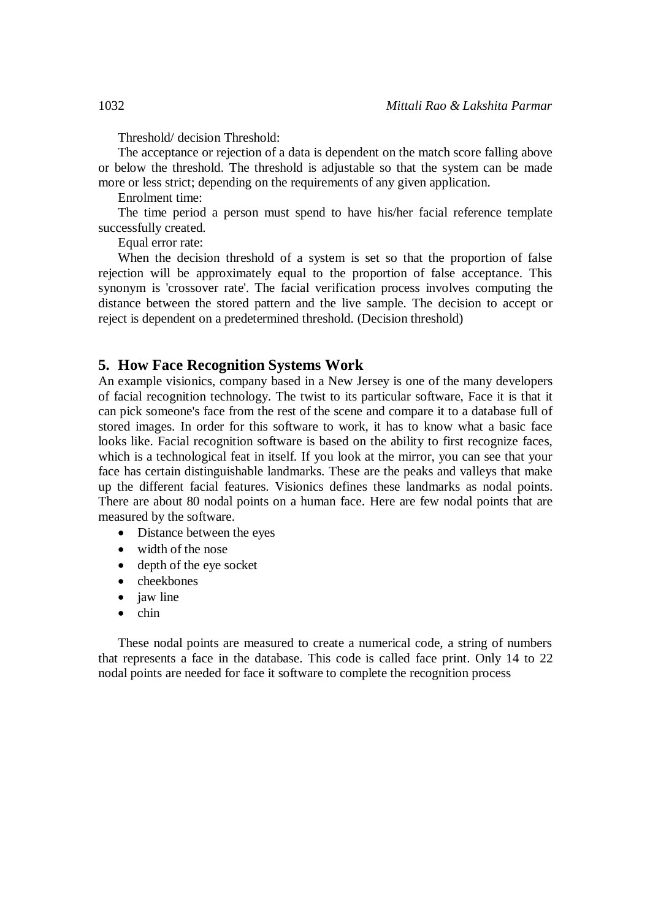Threshold/ decision Threshold:

The acceptance or rejection of a data is dependent on the match score falling above or below the threshold. The threshold is adjustable so that the system can be made more or less strict; depending on the requirements of any given application.

Enrolment time:

The time period a person must spend to have his/her facial reference template successfully created.

Equal error rate:

When the decision threshold of a system is set so that the proportion of false rejection will be approximately equal to the proportion of false acceptance. This synonym is 'crossover rate'. The facial verification process involves computing the distance between the stored pattern and the live sample. The decision to accept or reject is dependent on a predetermined threshold. (Decision threshold)

## 5. How Face Recognition Systems Work

An example visionics, company based in a New Jersey is one of the many developers of facial recognition technology. The twist to its particular software, Face it is that it can pick someone's face from the rest of the scene and compare it to a database full of stored images. In order for this software to work, it has to know what a basic face looks like. Facial recognition software is based on the ability to first recognize faces, which is a technological feat in itself. If you look at the mirror, you can see that your face has certain distinguishable landmarks. These are the peaks and valleys that make up the different facial features. Visionics defines these landmarks as nodal points. There are about 80 nodal points on a human face. Here are few nodal points that are measured by the software.

- Distance between the eyes
- width of the nose
- depth of the eye socket
- cheekbones
- jaw line
- chin

These nodal points are measured to create a numerical code, a string of numbers that represents a face in the database. This code is called face print. Only 14 to 22 nodal points are needed for face it software to complete the recognition process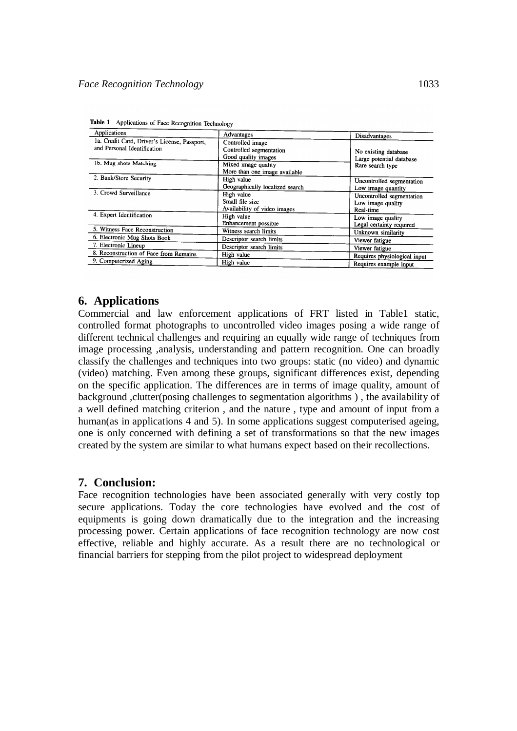**Table 1** Applications of Face Recognition Technology

| Applications | Advantages | Disadvantages |
|---|---|---|
| 1a. Credit Card, Driver's License, Passport, and Personal Identification | Controlled image<br>Controlled segmentation<br>Good quality images | No existing database<br>Large potential database<br>Rare search type |
| 1b. Mug shots Matching | Mixed image quality<br>More than one image available | |
| 2. Bank/Store Security | High value<br>Geographically localized search | Uncontrolled segmentation<br>Low image quantity |
| 3. Crowd Surveillance | High value<br>Small file size<br>Availability of video images | Uncontrolled segmentation<br>Low image quality<br>Real-time |
| 4. Expert Identification | High value<br>Enhancement possible | Low image quality<br>Legal certainty required |
| 5. Witness Face Reconstruction | Witness search limits | Unknown similarity |
| 6. Electronic Mug Shots Book | Descriptor search limits | Viewer fatigue |
| 7. Electronic Lineup | Descriptor search limits | Viewer fatigue |
| 8. Reconstruction of Face from Remains | High value | Requires physiological input |
| 9. Computerized Aging | High value | Requires example input |

## 6. Applications

Commercial and law enforcement applications of FRT listed in Table1 static, controlled format photographs to uncontrolled video images posing a wide range of different technical challenges and requiring an equally wide range of techniques from image processing ,analysis, understanding and pattern recognition. One can broadly classify the challenges and techniques into two groups: static (no video) and dynamic (video) matching. Even among these groups, significant differences exist, depending on the specific application. The differences are in terms of image quality, amount of background ,clutter(posing challenges to segmentation algorithms ) , the availability of a well defined matching criterion , and the nature , type and amount of input from a human(as in applications 4 and 5). In some applications suggest computerised ageing, one is only concerned with defining a set of transformations so that the new images created by the system are similar to what humans expect based on their recollections.

## 7. Conclusion:

Face recognition technologies have been associated generally with very costly top secure applications. Today the core technologies have evolved and the cost of equipments is going down dramatically due to the integration and the increasing processing power. Certain applications of face recognition technology are now cost effective, reliable and highly accurate. As a result there are no technological or financial barriers for stepping from the pilot project to widespread deployment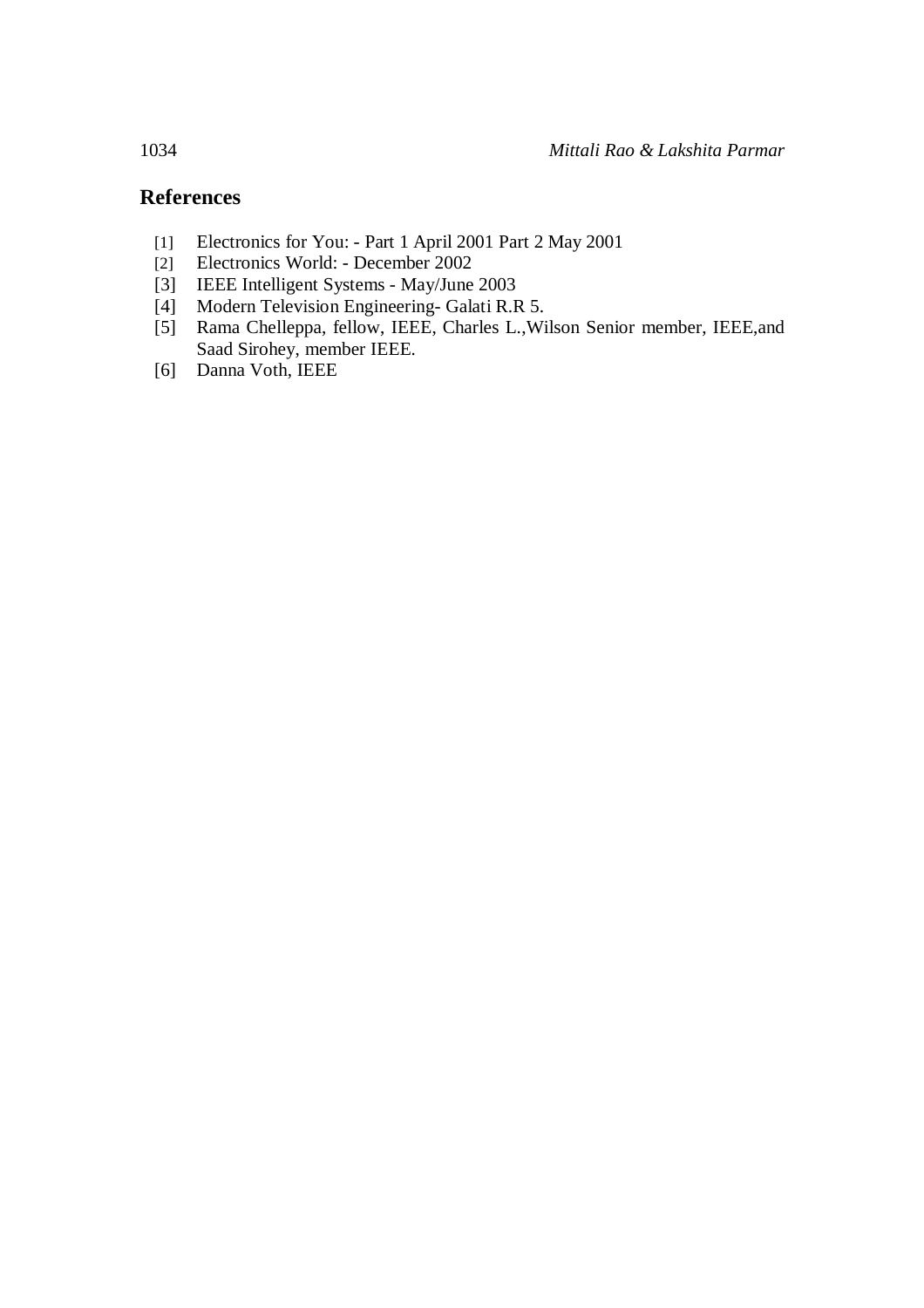## References

[1] Electronics for You: - Part 1 April 2001 Part 2 May 2001
[2] Electronics World: - December 2002
[3] IEEE Intelligent Systems - May/June 2003
[4] Modern Television Engineering- Galati R.R 5.
[5] Rama Chelleppa, fellow, IEEE, Charles L.,Wilson Senior member, IEEE,and Saad Sirohey, member IEEE.
[6] Danna Voth, IEEE